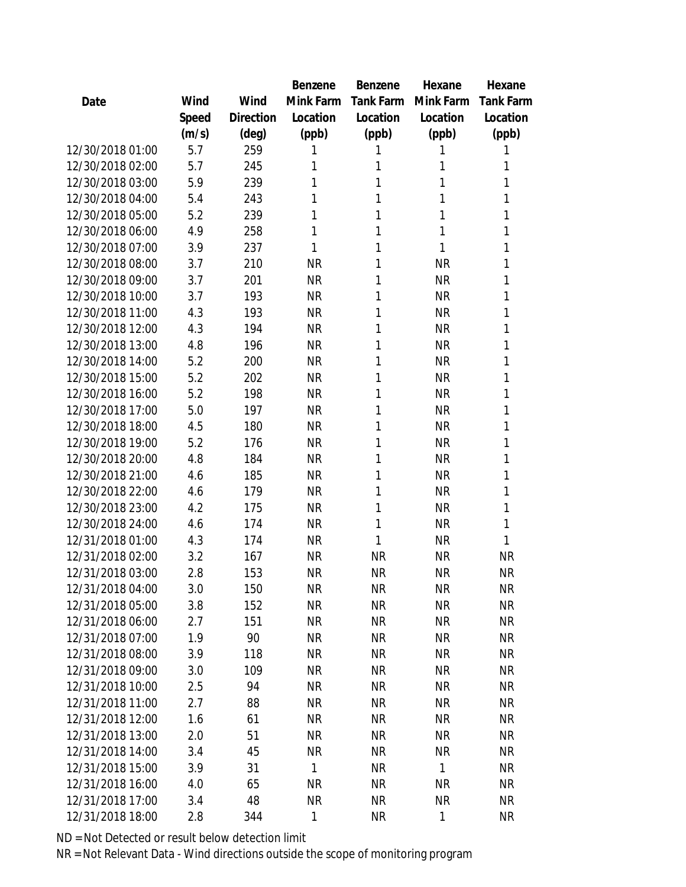| Date | Wind Speed (m/s) | Wind Direction (deg) | Benzene Mink Farm Location (ppb) | Benzene Tank Farm Location (ppb) | Hexane Mink Farm Location (ppb) | Hexane Tank Farm Location (ppb) |
|---|---|---|---|---|---|---|
| 12/30/2018 01:00 | 5.7 | 259 | 1 | 1 | 1 | 1 |
| 12/30/2018 02:00 | 5.7 | 245 | 1 | 1 | 1 | 1 |
| 12/30/2018 03:00 | 5.9 | 239 | 1 | 1 | 1 | 1 |
| 12/30/2018 04:00 | 5.4 | 243 | 1 | 1 | 1 | 1 |
| 12/30/2018 05:00 | 5.2 | 239 | 1 | 1 | 1 | 1 |
| 12/30/2018 06:00 | 4.9 | 258 | 1 | 1 | 1 | 1 |
| 12/30/2018 07:00 | 3.9 | 237 | 1 | 1 | 1 | 1 |
| 12/30/2018 08:00 | 3.7 | 210 | NR | 1 | NR | 1 |
| 12/30/2018 09:00 | 3.7 | 201 | NR | 1 | NR | 1 |
| 12/30/2018 10:00 | 3.7 | 193 | NR | 1 | NR | 1 |
| 12/30/2018 11:00 | 4.3 | 193 | NR | 1 | NR | 1 |
| 12/30/2018 12:00 | 4.3 | 194 | NR | 1 | NR | 1 |
| 12/30/2018 13:00 | 4.8 | 196 | NR | 1 | NR | 1 |
| 12/30/2018 14:00 | 5.2 | 200 | NR | 1 | NR | 1 |
| 12/30/2018 15:00 | 5.2 | 202 | NR | 1 | NR | 1 |
| 12/30/2018 16:00 | 5.2 | 198 | NR | 1 | NR | 1 |
| 12/30/2018 17:00 | 5.0 | 197 | NR | 1 | NR | 1 |
| 12/30/2018 18:00 | 4.5 | 180 | NR | 1 | NR | 1 |
| 12/30/2018 19:00 | 5.2 | 176 | NR | 1 | NR | 1 |
| 12/30/2018 20:00 | 4.8 | 184 | NR | 1 | NR | 1 |
| 12/30/2018 21:00 | 4.6 | 185 | NR | 1 | NR | 1 |
| 12/30/2018 22:00 | 4.6 | 179 | NR | 1 | NR | 1 |
| 12/30/2018 23:00 | 4.2 | 175 | NR | 1 | NR | 1 |
| 12/30/2018 24:00 | 4.6 | 174 | NR | 1 | NR | 1 |
| 12/31/2018 01:00 | 4.3 | 174 | NR | 1 | NR | 1 |
| 12/31/2018 02:00 | 3.2 | 167 | NR | NR | NR | NR |
| 12/31/2018 03:00 | 2.8 | 153 | NR | NR | NR | NR |
| 12/31/2018 04:00 | 3.0 | 150 | NR | NR | NR | NR |
| 12/31/2018 05:00 | 3.8 | 152 | NR | NR | NR | NR |
| 12/31/2018 06:00 | 2.7 | 151 | NR | NR | NR | NR |
| 12/31/2018 07:00 | 1.9 | 90 | NR | NR | NR | NR |
| 12/31/2018 08:00 | 3.9 | 118 | NR | NR | NR | NR |
| 12/31/2018 09:00 | 3.0 | 109 | NR | NR | NR | NR |
| 12/31/2018 10:00 | 2.5 | 94 | NR | NR | NR | NR |
| 12/31/2018 11:00 | 2.7 | 88 | NR | NR | NR | NR |
| 12/31/2018 12:00 | 1.6 | 61 | NR | NR | NR | NR |
| 12/31/2018 13:00 | 2.0 | 51 | NR | NR | NR | NR |
| 12/31/2018 14:00 | 3.4 | 45 | NR | NR | NR | NR |
| 12/31/2018 15:00 | 3.9 | 31 | 1 | NR | 1 | NR |
| 12/31/2018 16:00 | 4.0 | 65 | NR | NR | NR | NR |
| 12/31/2018 17:00 | 3.4 | 48 | NR | NR | NR | NR |
| 12/31/2018 18:00 | 2.8 | 344 | 1 | NR | 1 | NR |

ND = Not Detected or result below detection limit

NR = Not Relevant Data - Wind directions outside the scope of monitoring program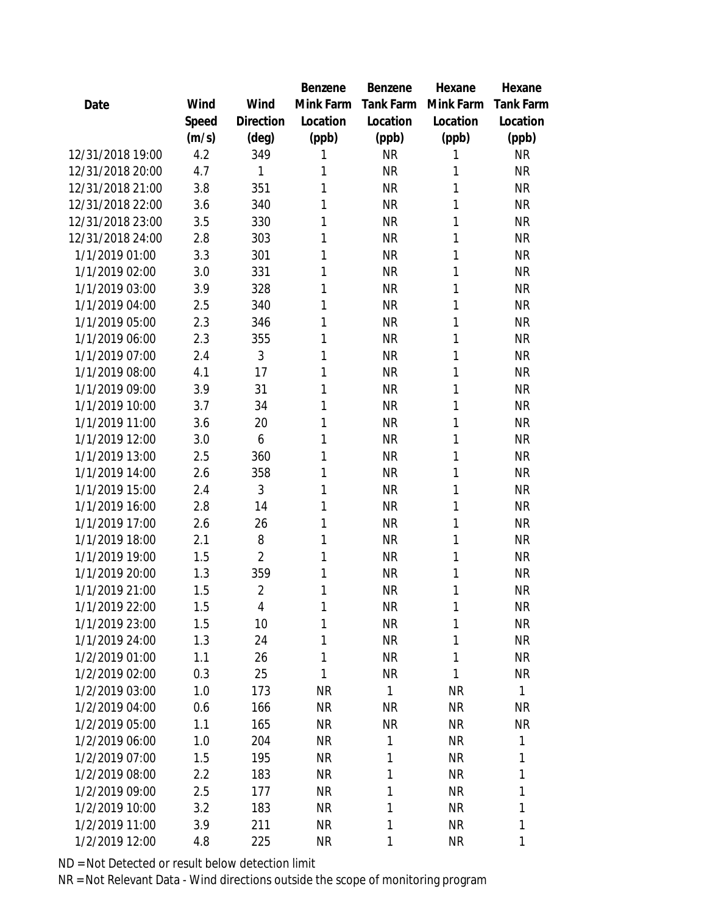| Date | Wind Speed (m/s) | Wind Direction (deg) | Benzene Mink Farm Location (ppb) | Benzene Tank Farm Location (ppb) | Hexane Mink Farm Location (ppb) | Hexane Tank Farm Location (ppb) |
|---|---|---|---|---|---|---|
| 12/31/2018 19:00 | 4.2 | 349 | 1 | NR | 1 | NR |
| 12/31/2018 20:00 | 4.7 | 1 | 1 | NR | 1 | NR |
| 12/31/2018 21:00 | 3.8 | 351 | 1 | NR | 1 | NR |
| 12/31/2018 22:00 | 3.6 | 340 | 1 | NR | 1 | NR |
| 12/31/2018 23:00 | 3.5 | 330 | 1 | NR | 1 | NR |
| 12/31/2018 24:00 | 2.8 | 303 | 1 | NR | 1 | NR |
| 1/1/2019 01:00 | 3.3 | 301 | 1 | NR | 1 | NR |
| 1/1/2019 02:00 | 3.0 | 331 | 1 | NR | 1 | NR |
| 1/1/2019 03:00 | 3.9 | 328 | 1 | NR | 1 | NR |
| 1/1/2019 04:00 | 2.5 | 340 | 1 | NR | 1 | NR |
| 1/1/2019 05:00 | 2.3 | 346 | 1 | NR | 1 | NR |
| 1/1/2019 06:00 | 2.3 | 355 | 1 | NR | 1 | NR |
| 1/1/2019 07:00 | 2.4 | 3 | 1 | NR | 1 | NR |
| 1/1/2019 08:00 | 4.1 | 17 | 1 | NR | 1 | NR |
| 1/1/2019 09:00 | 3.9 | 31 | 1 | NR | 1 | NR |
| 1/1/2019 10:00 | 3.7 | 34 | 1 | NR | 1 | NR |
| 1/1/2019 11:00 | 3.6 | 20 | 1 | NR | 1 | NR |
| 1/1/2019 12:00 | 3.0 | 6 | 1 | NR | 1 | NR |
| 1/1/2019 13:00 | 2.5 | 360 | 1 | NR | 1 | NR |
| 1/1/2019 14:00 | 2.6 | 358 | 1 | NR | 1 | NR |
| 1/1/2019 15:00 | 2.4 | 3 | 1 | NR | 1 | NR |
| 1/1/2019 16:00 | 2.8 | 14 | 1 | NR | 1 | NR |
| 1/1/2019 17:00 | 2.6 | 26 | 1 | NR | 1 | NR |
| 1/1/2019 18:00 | 2.1 | 8 | 1 | NR | 1 | NR |
| 1/1/2019 19:00 | 1.5 | 2 | 1 | NR | 1 | NR |
| 1/1/2019 20:00 | 1.3 | 359 | 1 | NR | 1 | NR |
| 1/1/2019 21:00 | 1.5 | 2 | 1 | NR | 1 | NR |
| 1/1/2019 22:00 | 1.5 | 4 | 1 | NR | 1 | NR |
| 1/1/2019 23:00 | 1.5 | 10 | 1 | NR | 1 | NR |
| 1/1/2019 24:00 | 1.3 | 24 | 1 | NR | 1 | NR |
| 1/2/2019 01:00 | 1.1 | 26 | 1 | NR | 1 | NR |
| 1/2/2019 02:00 | 0.3 | 25 | 1 | NR | 1 | NR |
| 1/2/2019 03:00 | 1.0 | 173 | NR | 1 | NR | 1 |
| 1/2/2019 04:00 | 0.6 | 166 | NR | NR | NR | NR |
| 1/2/2019 05:00 | 1.1 | 165 | NR | NR | NR | NR |
| 1/2/2019 06:00 | 1.0 | 204 | NR | 1 | NR | 1 |
| 1/2/2019 07:00 | 1.5 | 195 | NR | 1 | NR | 1 |
| 1/2/2019 08:00 | 2.2 | 183 | NR | 1 | NR | 1 |
| 1/2/2019 09:00 | 2.5 | 177 | NR | 1 | NR | 1 |
| 1/2/2019 10:00 | 3.2 | 183 | NR | 1 | NR | 1 |
| 1/2/2019 11:00 | 3.9 | 211 | NR | 1 | NR | 1 |
| 1/2/2019 12:00 | 4.8 | 225 | NR | 1 | NR | 1 |

ND = Not Detected or result below detection limit

NR = Not Relevant Data - Wind directions outside the scope of monitoring program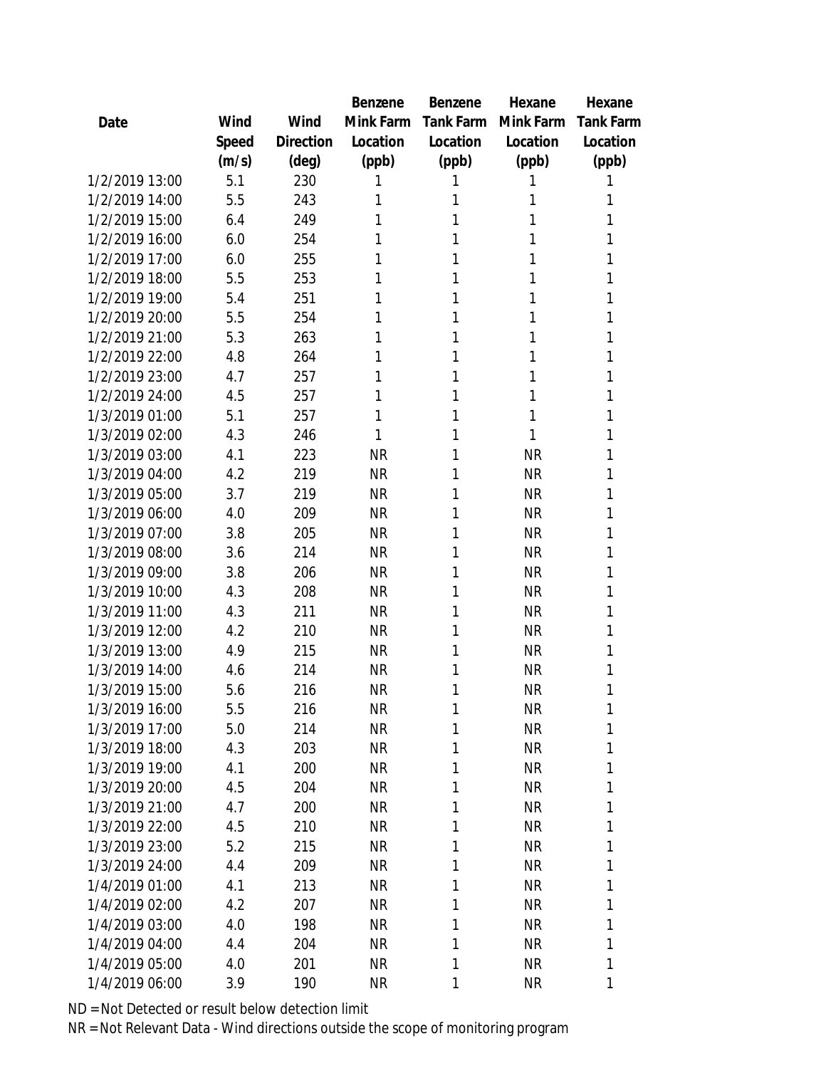| Date | Wind Speed (m/s) | Wind Direction (deg) | Benzene Mink Farm Location (ppb) | Benzene Tank Farm Location (ppb) | Hexane Mink Farm Location (ppb) | Hexane Tank Farm Location (ppb) |
|---|---|---|---|---|---|---|
| 1/2/2019 13:00 | 5.1 | 230 | 1 | 1 | 1 | 1 |
| 1/2/2019 14:00 | 5.5 | 243 | 1 | 1 | 1 | 1 |
| 1/2/2019 15:00 | 6.4 | 249 | 1 | 1 | 1 | 1 |
| 1/2/2019 16:00 | 6.0 | 254 | 1 | 1 | 1 | 1 |
| 1/2/2019 17:00 | 6.0 | 255 | 1 | 1 | 1 | 1 |
| 1/2/2019 18:00 | 5.5 | 253 | 1 | 1 | 1 | 1 |
| 1/2/2019 19:00 | 5.4 | 251 | 1 | 1 | 1 | 1 |
| 1/2/2019 20:00 | 5.5 | 254 | 1 | 1 | 1 | 1 |
| 1/2/2019 21:00 | 5.3 | 263 | 1 | 1 | 1 | 1 |
| 1/2/2019 22:00 | 4.8 | 264 | 1 | 1 | 1 | 1 |
| 1/2/2019 23:00 | 4.7 | 257 | 1 | 1 | 1 | 1 |
| 1/2/2019 24:00 | 4.5 | 257 | 1 | 1 | 1 | 1 |
| 1/3/2019 01:00 | 5.1 | 257 | 1 | 1 | 1 | 1 |
| 1/3/2019 02:00 | 4.3 | 246 | 1 | 1 | 1 | 1 |
| 1/3/2019 03:00 | 4.1 | 223 | NR | 1 | NR | 1 |
| 1/3/2019 04:00 | 4.2 | 219 | NR | 1 | NR | 1 |
| 1/3/2019 05:00 | 3.7 | 219 | NR | 1 | NR | 1 |
| 1/3/2019 06:00 | 4.0 | 209 | NR | 1 | NR | 1 |
| 1/3/2019 07:00 | 3.8 | 205 | NR | 1 | NR | 1 |
| 1/3/2019 08:00 | 3.6 | 214 | NR | 1 | NR | 1 |
| 1/3/2019 09:00 | 3.8 | 206 | NR | 1 | NR | 1 |
| 1/3/2019 10:00 | 4.3 | 208 | NR | 1 | NR | 1 |
| 1/3/2019 11:00 | 4.3 | 211 | NR | 1 | NR | 1 |
| 1/3/2019 12:00 | 4.2 | 210 | NR | 1 | NR | 1 |
| 1/3/2019 13:00 | 4.9 | 215 | NR | 1 | NR | 1 |
| 1/3/2019 14:00 | 4.6 | 214 | NR | 1 | NR | 1 |
| 1/3/2019 15:00 | 5.6 | 216 | NR | 1 | NR | 1 |
| 1/3/2019 16:00 | 5.5 | 216 | NR | 1 | NR | 1 |
| 1/3/2019 17:00 | 5.0 | 214 | NR | 1 | NR | 1 |
| 1/3/2019 18:00 | 4.3 | 203 | NR | 1 | NR | 1 |
| 1/3/2019 19:00 | 4.1 | 200 | NR | 1 | NR | 1 |
| 1/3/2019 20:00 | 4.5 | 204 | NR | 1 | NR | 1 |
| 1/3/2019 21:00 | 4.7 | 200 | NR | 1 | NR | 1 |
| 1/3/2019 22:00 | 4.5 | 210 | NR | 1 | NR | 1 |
| 1/3/2019 23:00 | 5.2 | 215 | NR | 1 | NR | 1 |
| 1/3/2019 24:00 | 4.4 | 209 | NR | 1 | NR | 1 |
| 1/4/2019 01:00 | 4.1 | 213 | NR | 1 | NR | 1 |
| 1/4/2019 02:00 | 4.2 | 207 | NR | 1 | NR | 1 |
| 1/4/2019 03:00 | 4.0 | 198 | NR | 1 | NR | 1 |
| 1/4/2019 04:00 | 4.4 | 204 | NR | 1 | NR | 1 |
| 1/4/2019 05:00 | 4.0 | 201 | NR | 1 | NR | 1 |
| 1/4/2019 06:00 | 3.9 | 190 | NR | 1 | NR | 1 |

ND = Not Detected or result below detection limit

NR = Not Relevant Data - Wind directions outside the scope of monitoring program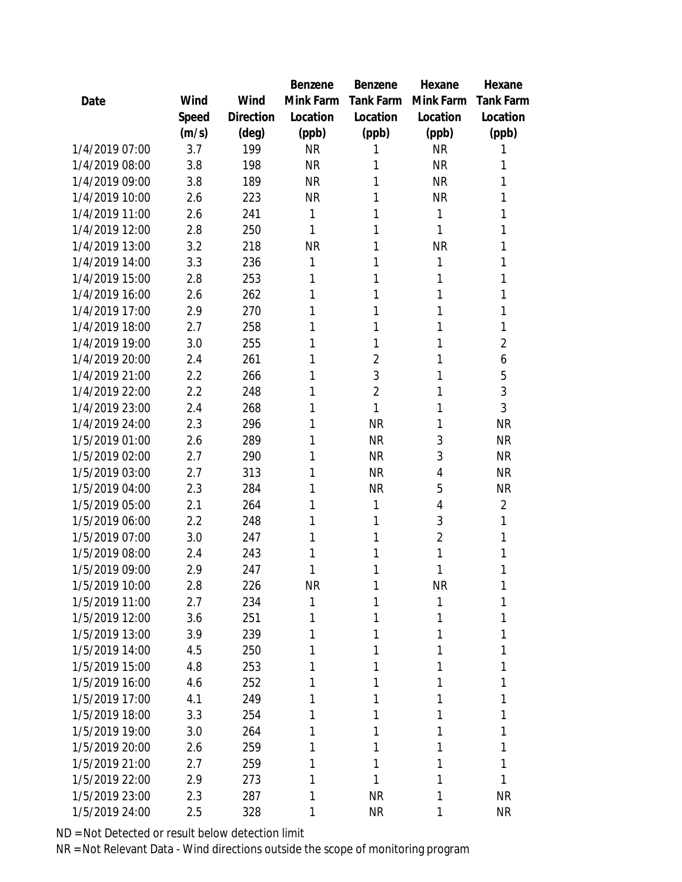| Date | Wind Speed (m/s) | Wind Direction (deg) | Benzene Mink Farm Location (ppb) | Benzene Tank Farm Location (ppb) | Hexane Mink Farm Location (ppb) | Hexane Tank Farm Location (ppb) |
|---|---|---|---|---|---|---|
| 1/4/2019 07:00 | 3.7 | 199 | NR | 1 | NR | 1 |
| 1/4/2019 08:00 | 3.8 | 198 | NR | 1 | NR | 1 |
| 1/4/2019 09:00 | 3.8 | 189 | NR | 1 | NR | 1 |
| 1/4/2019 10:00 | 2.6 | 223 | NR | 1 | NR | 1 |
| 1/4/2019 11:00 | 2.6 | 241 | 1 | 1 | 1 | 1 |
| 1/4/2019 12:00 | 2.8 | 250 | 1 | 1 | 1 | 1 |
| 1/4/2019 13:00 | 3.2 | 218 | NR | 1 | NR | 1 |
| 1/4/2019 14:00 | 3.3 | 236 | 1 | 1 | 1 | 1 |
| 1/4/2019 15:00 | 2.8 | 253 | 1 | 1 | 1 | 1 |
| 1/4/2019 16:00 | 2.6 | 262 | 1 | 1 | 1 | 1 |
| 1/4/2019 17:00 | 2.9 | 270 | 1 | 1 | 1 | 1 |
| 1/4/2019 18:00 | 2.7 | 258 | 1 | 1 | 1 | 1 |
| 1/4/2019 19:00 | 3.0 | 255 | 1 | 1 | 1 | 2 |
| 1/4/2019 20:00 | 2.4 | 261 | 1 | 2 | 1 | 6 |
| 1/4/2019 21:00 | 2.2 | 266 | 1 | 3 | 1 | 5 |
| 1/4/2019 22:00 | 2.2 | 248 | 1 | 2 | 1 | 3 |
| 1/4/2019 23:00 | 2.4 | 268 | 1 | 1 | 1 | 3 |
| 1/4/2019 24:00 | 2.3 | 296 | 1 | NR | 1 | NR |
| 1/5/2019 01:00 | 2.6 | 289 | 1 | NR | 3 | NR |
| 1/5/2019 02:00 | 2.7 | 290 | 1 | NR | 3 | NR |
| 1/5/2019 03:00 | 2.7 | 313 | 1 | NR | 4 | NR |
| 1/5/2019 04:00 | 2.3 | 284 | 1 | NR | 5 | NR |
| 1/5/2019 05:00 | 2.1 | 264 | 1 | 1 | 4 | 2 |
| 1/5/2019 06:00 | 2.2 | 248 | 1 | 1 | 3 | 1 |
| 1/5/2019 07:00 | 3.0 | 247 | 1 | 1 | 2 | 1 |
| 1/5/2019 08:00 | 2.4 | 243 | 1 | 1 | 1 | 1 |
| 1/5/2019 09:00 | 2.9 | 247 | 1 | 1 | 1 | 1 |
| 1/5/2019 10:00 | 2.8 | 226 | NR | 1 | NR | 1 |
| 1/5/2019 11:00 | 2.7 | 234 | 1 | 1 | 1 | 1 |
| 1/5/2019 12:00 | 3.6 | 251 | 1 | 1 | 1 | 1 |
| 1/5/2019 13:00 | 3.9 | 239 | 1 | 1 | 1 | 1 |
| 1/5/2019 14:00 | 4.5 | 250 | 1 | 1 | 1 | 1 |
| 1/5/2019 15:00 | 4.8 | 253 | 1 | 1 | 1 | 1 |
| 1/5/2019 16:00 | 4.6 | 252 | 1 | 1 | 1 | 1 |
| 1/5/2019 17:00 | 4.1 | 249 | 1 | 1 | 1 | 1 |
| 1/5/2019 18:00 | 3.3 | 254 | 1 | 1 | 1 | 1 |
| 1/5/2019 19:00 | 3.0 | 264 | 1 | 1 | 1 | 1 |
| 1/5/2019 20:00 | 2.6 | 259 | 1 | 1 | 1 | 1 |
| 1/5/2019 21:00 | 2.7 | 259 | 1 | 1 | 1 | 1 |
| 1/5/2019 22:00 | 2.9 | 273 | 1 | 1 | 1 | 1 |
| 1/5/2019 23:00 | 2.3 | 287 | 1 | NR | 1 | NR |
| 1/5/2019 24:00 | 2.5 | 328 | 1 | NR | 1 | NR |

ND = Not Detected or result below detection limit
NR = Not Relevant Data - Wind directions outside the scope of monitoring program